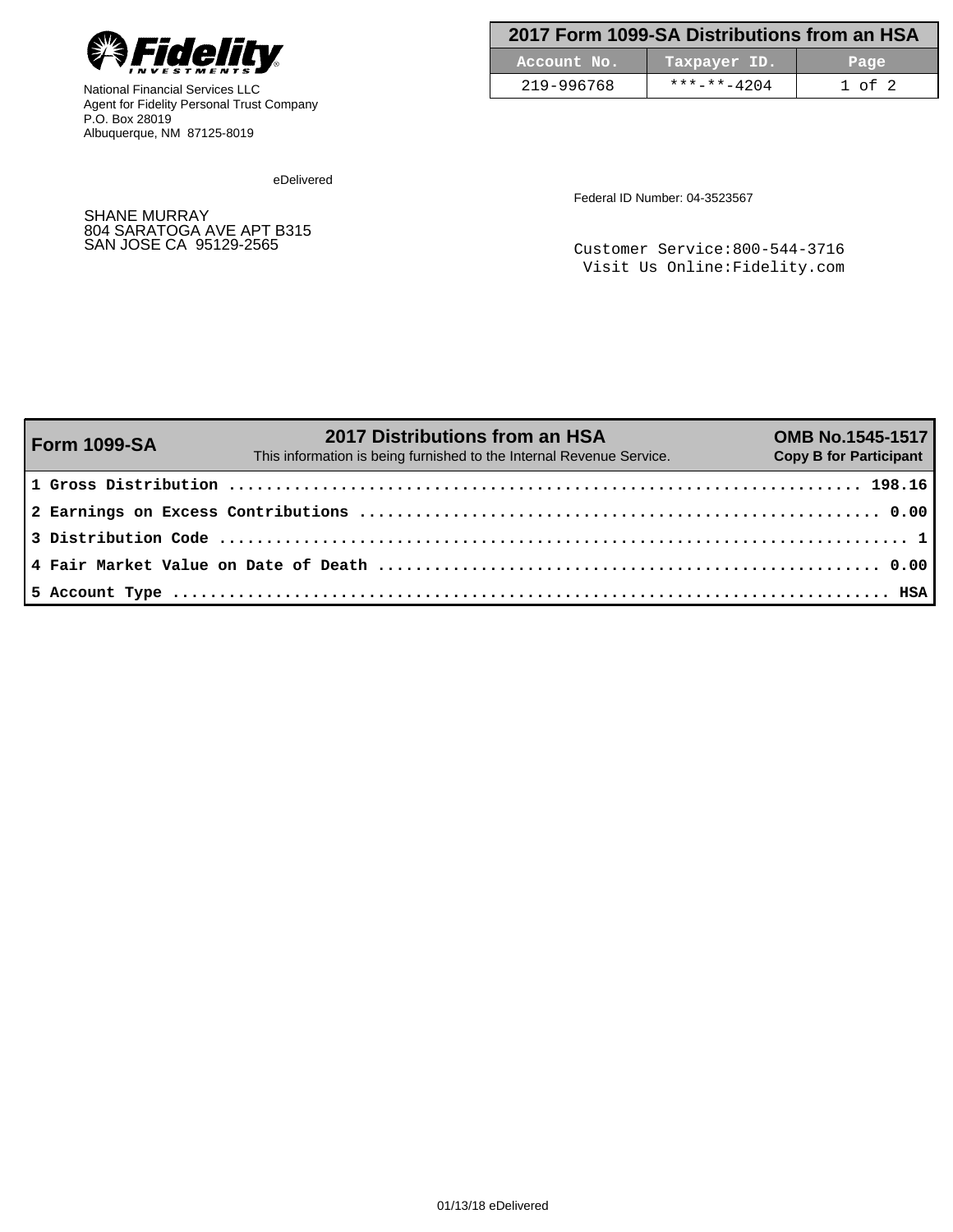Fidelity INVESTMENTS

National Financial Services LLC
Agent for Fidelity Personal Trust Company
P.O. Box 28019
Albuquerque, NM 87125-8019

| 2017 Form 1099-SA Distributions from an HSA | | |
|---|---|---|
| Account No. | Taxpayer ID. | Page |
| 219-996768 | ***-**-4204 | 1 of 2 |

eDelivered

SHANE MURRAY
804 SARATOGA AVE APT B315
SAN JOSE CA 95129-2565

Federal ID Number: 04-3523567

Customer Service:800-544-3716
Visit Us Online:Fidelity.com

| Form 1099-SA | 2017 Distributions from an HSA<br>This information is being furnished to the Internal Revenue Service. | OMB No.1545-1517<br>Copy B for Participant |
|---|---|---|
| **1 Gross Distribution** | | **198.16** |
| **2 Earnings on Excess Contributions** | | **0.00** |
| **3 Distribution Code** | | **1** |
| **4 Fair Market Value on Date of Death** | | **0.00** |
| **5 Account Type** | | **HSA** |

01/13/18 eDelivered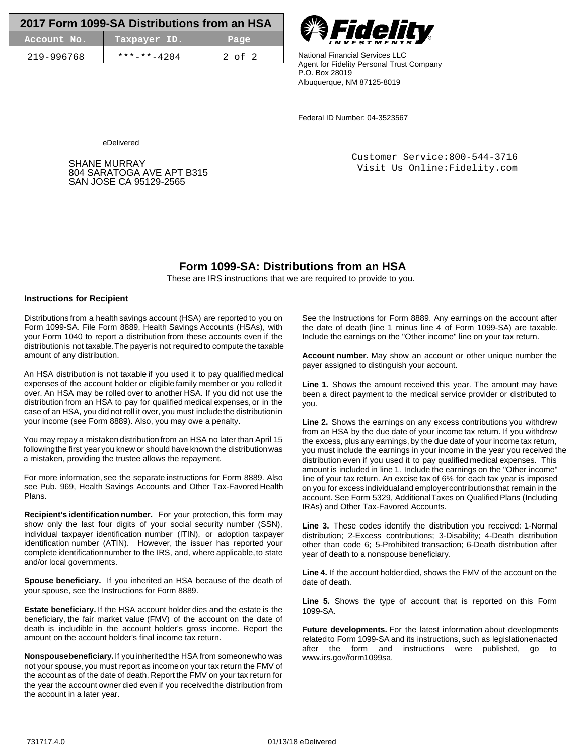| 2017 Form 1099-SA Distributions from an HSA | | |
|---|---|---|
| Account No. | Taxpayer ID. | Page |
| 219-996768 | ***-**-4204 | 2 of 2 |

Fidelity INVESTMENTS

National Financial Services LLC
Agent for Fidelity Personal Trust Company
P.O. Box 28019
Albuquerque, NM 87125-8019

Federal ID Number: 04-3523567

eDelivered

SHANE MURRAY
804 SARATOGA AVE APT B315
SAN JOSE CA 95129-2565

Customer Service:800-544-3716
Visit Us Online:Fidelity.com

## Form 1099-SA: Distributions from an HSA

These are IRS instructions that we are required to provide to you.

### Instructions for Recipient

Distributions from a health savings account (HSA) are reported to you on Form 1099-SA. File Form 8889, Health Savings Accounts (HSAs), with your Form 1040 to report a distribution from these accounts even if the distribution is not taxable. The payer is not required to compute the taxable amount of any distribution.

An HSA distribution is not taxable if you used it to pay qualified medical expenses of the account holder or eligible family member or you rolled it over. An HSA may be rolled over to another HSA. If you did not use the distribution from an HSA to pay for qualified medical expenses, or in the case of an HSA, you did not roll it over, you must include the distribution in your income (see Form 8889). Also, you may owe a penalty.

You may repay a mistaken distribution from an HSA no later than April 15 following the first year you knew or should have known the distribution was a mistaken, providing the trustee allows the repayment.

For more information, see the separate instructions for Form 8889. Also see Pub. 969, Health Savings Accounts and Other Tax-Favored Health Plans.

**Recipient's identification number.** For your protection, this form may show only the last four digits of your social security number (SSN), individual taxpayer identification number (ITIN), or adoption taxpayer identification number (ATIN). However, the issuer has reported your complete identification number to the IRS, and, where applicable, to state and/or local governments.

**Spouse beneficiary.** If you inherited an HSA because of the death of your spouse, see the Instructions for Form 8889.

**Estate beneficiary.** If the HSA account holder dies and the estate is the beneficiary, the fair market value (FMV) of the account on the date of death is includible in the account holder's gross income. Report the amount on the account holder's final income tax return.

**Nonspouse beneficiary.** If you inherited the HSA from someone who was not your spouse, you must report as income on your tax return the FMV of the account as of the date of death. Report the FMV on your tax return for the year the account owner died even if you received the distribution from the account in a later year.

See the Instructions for Form 8889. Any earnings on the account after the date of death (line 1 minus line 4 of Form 1099-SA) are taxable. Include the earnings on the "Other income" line on your tax return.

**Account number.** May show an account or other unique number the payer assigned to distinguish your account.

**Line 1.** Shows the amount received this year. The amount may have been a direct payment to the medical service provider or distributed to you.

**Line 2.** Shows the earnings on any excess contributions you withdrew from an HSA by the due date of your income tax return. If you withdrew the excess, plus any earnings, by the due date of your income tax return, you must include the earnings in your income in the year you received the distribution even if you used it to pay qualified medical expenses. This amount is included in line 1. Include the earnings on the "Other income" line of your tax return. An excise tax of 6% for each tax year is imposed on you for excess individual and employer contributions that remain in the account. See Form 5329, Additional Taxes on Qualified Plans (Including IRAs) and Other Tax-Favored Accounts.

**Line 3.** These codes identify the distribution you received: 1-Normal distribution; 2-Excess contributions; 3-Disability; 4-Death distribution other than code 6; 5-Prohibited transaction; 6-Death distribution after year of death to a nonspouse beneficiary.

**Line 4.** If the account holder died, shows the FMV of the account on the date of death.

**Line 5.** Shows the type of account that is reported on this Form 1099-SA.

**Future developments.** For the latest information about developments related to Form 1099-SA and its instructions, such as legislation enacted after the form and instructions were published, go to www.irs.gov/form1099sa.

731717.4.0 01/13/18 eDelivered